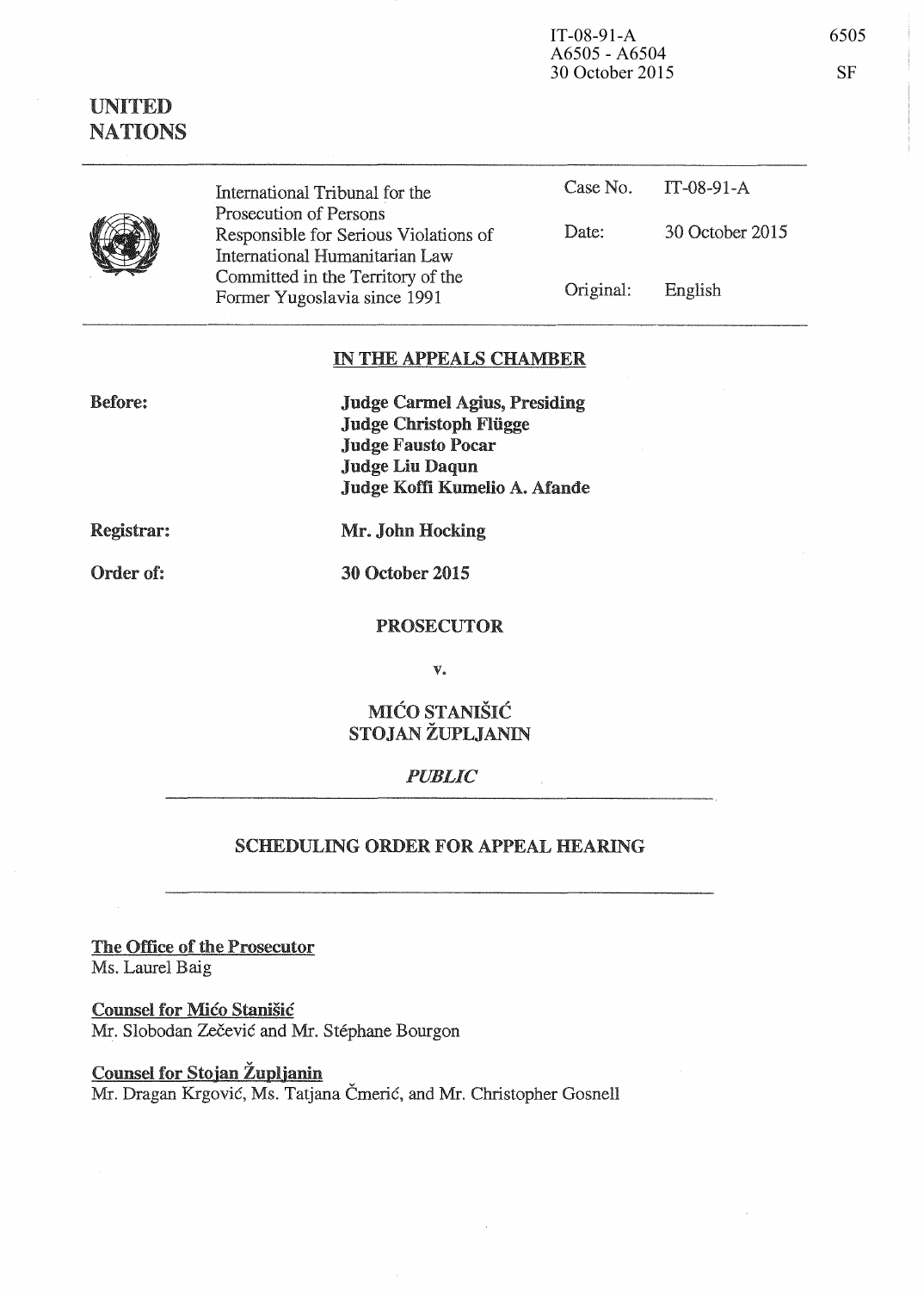IT-08-91-A
A6505 - A6504
30 October 2015

6505

SF

**UNITED NATIONS**

| | | |
|---|---|---|
| International Tribunal for the Prosecution of Persons Responsible for Serious Violations of International Humanitarian Law Committed in the Territory of the Former Yugoslavia since 1991 | Case No. | IT-08-91-A |
| | Date: | 30 October 2015 |
| | Original: | English |

## IN THE APPEALS CHAMBER

**Before:**

**Judge Carmel Agius, Presiding**
**Judge Christoph Flügge**
**Judge Fausto Pocar**
**Judge Liu Daqun**
**Judge Koffi Kumelio A. Afande**

**Registrar:** **Mr. John Hocking**

**Order of:** **30 October 2015**

**PROSECUTOR**

**v.**

**MIĆO STANIŠIĆ**
**STOJAN ŽUPLJANIN**

*PUBLIC*

## SCHEDULING ORDER FOR APPEAL HEARING

**The Office of the Prosecutor**
Ms. Laurel Baig

**Counsel for Mićo Stanišić**
Mr. Slobodan Zečević and Mr. Stéphane Bourgon

**Counsel for Stojan Župljanin**
Mr. Dragan Krgović, Ms. Tatjana Čmerić, and Mr. Christopher Gosnell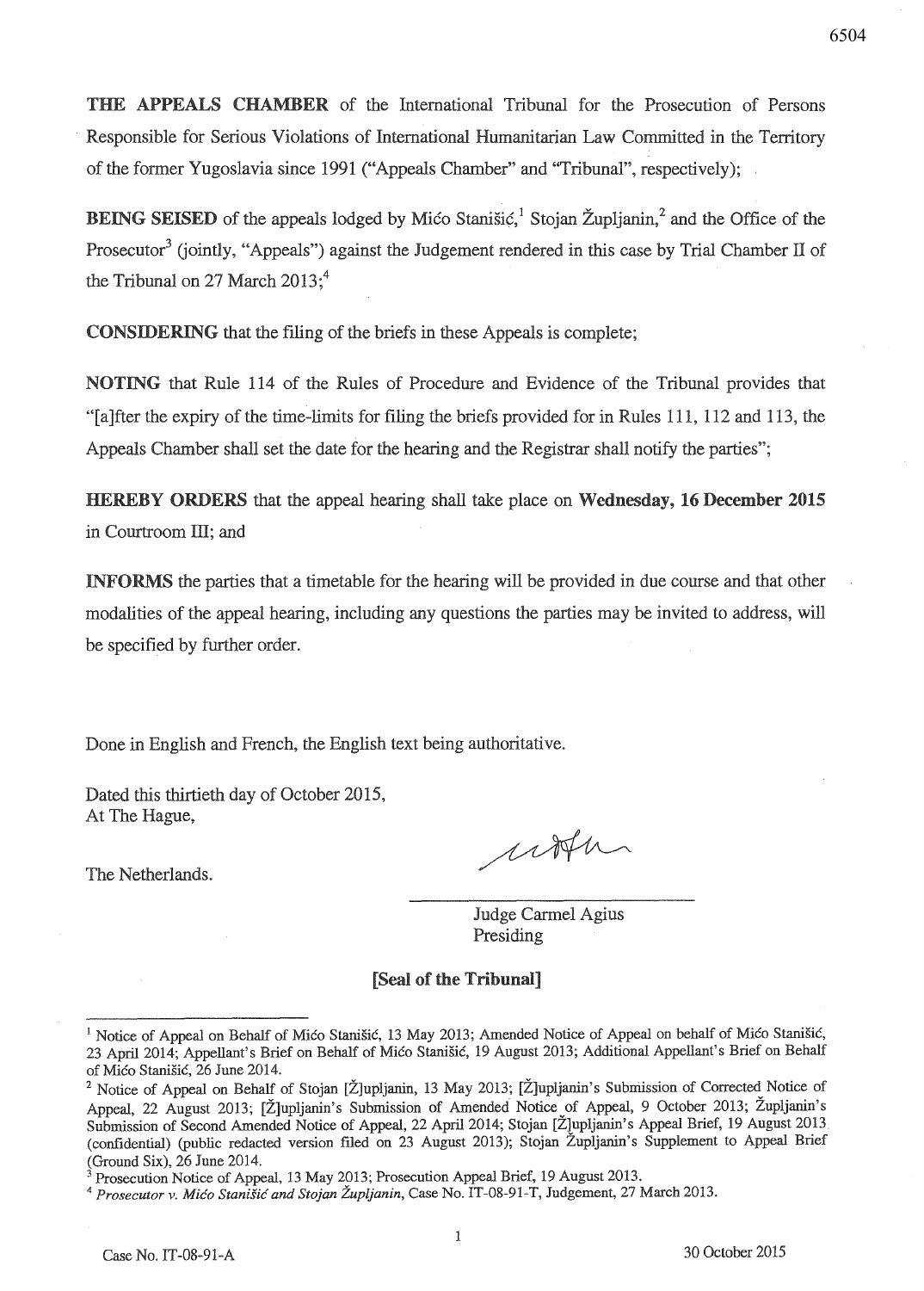**THE APPEALS CHAMBER** of the International Tribunal for the Prosecution of Persons Responsible for Serious Violations of International Humanitarian Law Committed in the Territory of the former Yugoslavia since 1991 ("Appeals Chamber" and "Tribunal", respectively);

**BEING SEISED** of the appeals lodged by Mićo Stanišić,[1] Stojan Župljanin,[2] and the Office of the Prosecutor[3] (jointly, "Appeals") against the Judgement rendered in this case by Trial Chamber II of the Tribunal on 27 March 2013;[4]

**CONSIDERING** that the filing of the briefs in these Appeals is complete;

**NOTING** that Rule 114 of the Rules of Procedure and Evidence of the Tribunal provides that "[a]fter the expiry of the time-limits for filing the briefs provided for in Rules 111, 112 and 113, the Appeals Chamber shall set the date for the hearing and the Registrar shall notify the parties";

**HEREBY ORDERS** that the appeal hearing shall take place on **Wednesday, 16 December 2015** in Courtroom III; and

**INFORMS** the parties that a timetable for the hearing will be provided in due course and that other modalities of the appeal hearing, including any questions the parties may be invited to address, will be specified by further order.

Done in English and French, the English text being authoritative.

Dated this thirtieth day of October 2015,
At The Hague,

The Netherlands.

Judge Carmel Agius
Presiding

**[Seal of the Tribunal]**

---

[1] Notice of Appeal on Behalf of Mićo Stanišić, 13 May 2013; Amended Notice of Appeal on behalf of Mićo Stanišić, 23 April 2014; Appellant's Brief on Behalf of Mićo Stanišić, 19 August 2013; Additional Appellant's Brief on Behalf of Mićo Stanišić, 26 June 2014.

[2] Notice of Appeal on Behalf of Stojan [Ž]upljanin, 13 May 2013; [Ž]upljanin's Submission of Corrected Notice of Appeal, 22 August 2013; [Ž]upljanin's Submission of Amended Notice of Appeal, 9 October 2013; Župljanin's Submission of Second Amended Notice of Appeal, 22 April 2014; Stojan [Ž]upljanin's Appeal Brief, 19 August 2013 (confidential) (public redacted version filed on 23 August 2013); Stojan Župljanin's Supplement to Appeal Brief (Ground Six), 26 June 2014.

[3] Prosecution Notice of Appeal, 13 May 2013; Prosecution Appeal Brief, 19 August 2013.

[4] *Prosecutor v. Mićo Stanišić and Stojan Župljanin*, Case No. IT-08-91-T, Judgement, 27 March 2013.